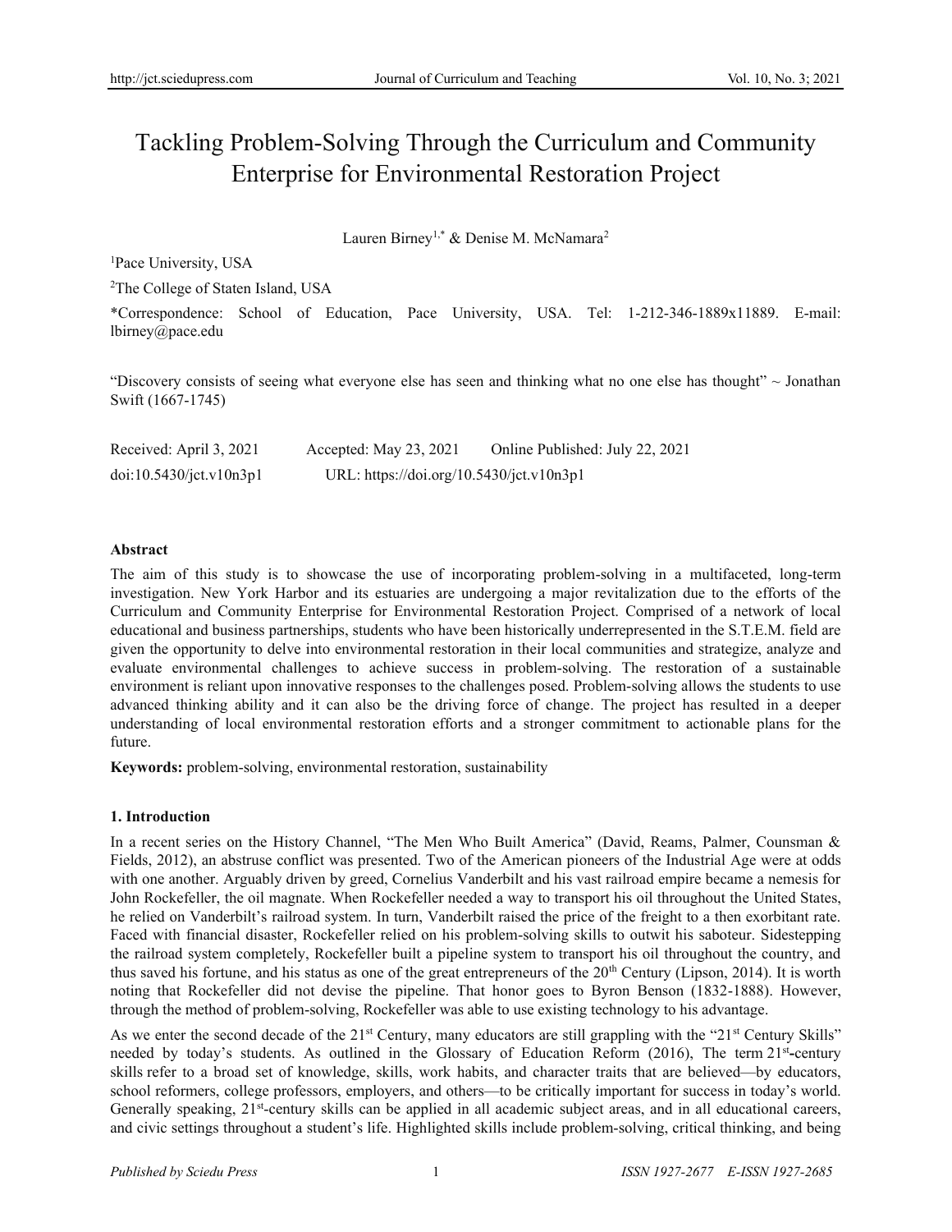# Tackling Problem-Solving Through the Curriculum and Community Enterprise for Environmental Restoration Project

Lauren Birney[1,*] & Denise M. McNamara[2]

[1]Pace University, USA

[2]The College of Staten Island, USA

*Correspondence: School of Education, Pace University, USA. Tel: 1-212-346-1889x11889. E-mail: lbirney@pace.edu

"Discovery consists of seeing what everyone else has seen and thinking what no one else has thought" ~ Jonathan Swift (1667-1745)

Received: April 3, 2021 Accepted: May 23, 2021 Online Published: July 22, 2021

doi:10.5430/jct.v10n3p1 URL: https://doi.org/10.5430/jct.v10n3p1

## Abstract

The aim of this study is to showcase the use of incorporating problem-solving in a multifaceted, long-term investigation. New York Harbor and its estuaries are undergoing a major revitalization due to the efforts of the Curriculum and Community Enterprise for Environmental Restoration Project. Comprised of a network of local educational and business partnerships, students who have been historically underrepresented in the S.T.E.M. field are given the opportunity to delve into environmental restoration in their local communities and strategize, analyze and evaluate environmental challenges to achieve success in problem-solving. The restoration of a sustainable environment is reliant upon innovative responses to the challenges posed. Problem-solving allows the students to use advanced thinking ability and it can also be the driving force of change. The project has resulted in a deeper understanding of local environmental restoration efforts and a stronger commitment to actionable plans for the future.

**Keywords:** problem-solving, environmental restoration, sustainability

## 1. Introduction

In a recent series on the History Channel, "The Men Who Built America" (David, Reams, Palmer, Counsman & Fields, 2012), an abstruse conflict was presented. Two of the American pioneers of the Industrial Age were at odds with one another. Arguably driven by greed, Cornelius Vanderbilt and his vast railroad empire became a nemesis for John Rockefeller, the oil magnate. When Rockefeller needed a way to transport his oil throughout the United States, he relied on Vanderbilt's railroad system. In turn, Vanderbilt raised the price of the freight to a then exorbitant rate. Faced with financial disaster, Rockefeller relied on his problem-solving skills to outwit his saboteur. Sidestepping the railroad system completely, Rockefeller built a pipeline system to transport his oil throughout the country, and thus saved his fortune, and his status as one of the great entrepreneurs of the 20th Century (Lipson, 2014). It is worth noting that Rockefeller did not devise the pipeline. That honor goes to Byron Benson (1832-1888). However, through the method of problem-solving, Rockefeller was able to use existing technology to his advantage.

As we enter the second decade of the 21st Century, many educators are still grappling with the "21st Century Skills" needed by today's students. As outlined in the Glossary of Education Reform (2016), The term 21st-century skills refer to a broad set of knowledge, skills, work habits, and character traits that are believed—by educators, school reformers, college professors, employers, and others—to be critically important for success in today's world. Generally speaking, 21st-century skills can be applied in all academic subject areas, and in all educational careers, and civic settings throughout a student's life. Highlighted skills include problem-solving, critical thinking, and being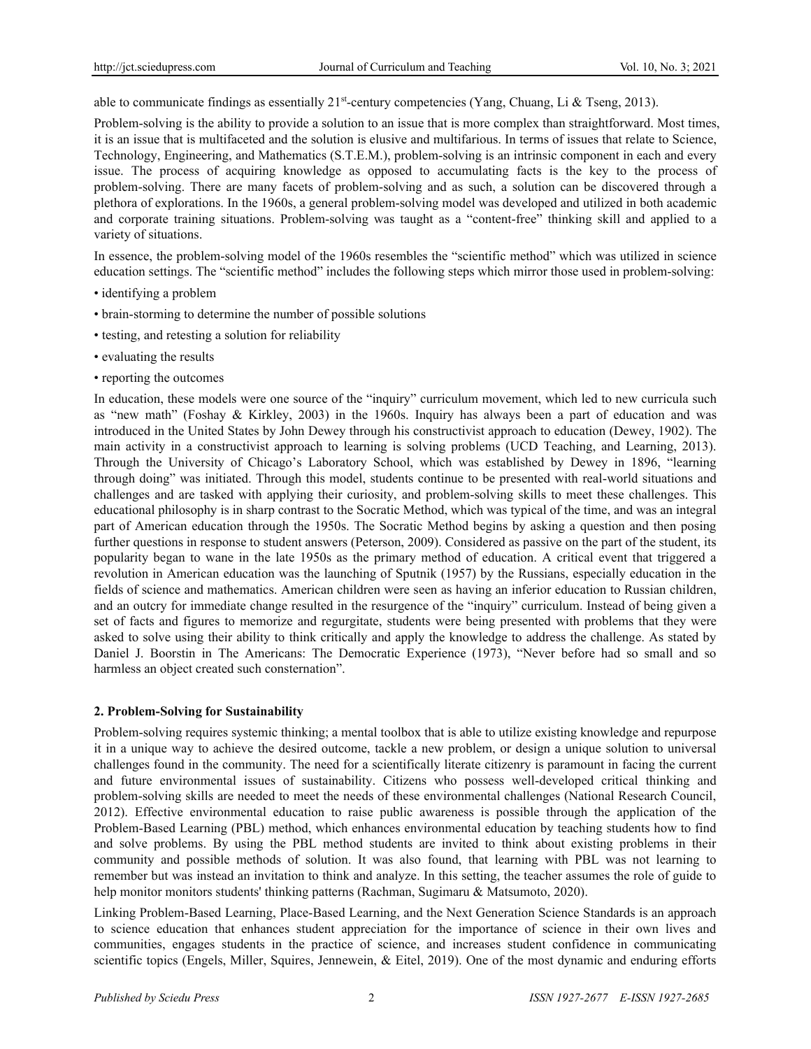able to communicate findings as essentially 21st-century competencies (Yang, Chuang, Li & Tseng, 2013).

Problem-solving is the ability to provide a solution to an issue that is more complex than straightforward. Most times, it is an issue that is multifaceted and the solution is elusive and multifarious. In terms of issues that relate to Science, Technology, Engineering, and Mathematics (S.T.E.M.), problem-solving is an intrinsic component in each and every issue. The process of acquiring knowledge as opposed to accumulating facts is the key to the process of problem-solving. There are many facets of problem-solving and as such, a solution can be discovered through a plethora of explorations. In the 1960s, a general problem-solving model was developed and utilized in both academic and corporate training situations. Problem-solving was taught as a "content-free" thinking skill and applied to a variety of situations.

In essence, the problem-solving model of the 1960s resembles the "scientific method" which was utilized in science education settings. The "scientific method" includes the following steps which mirror those used in problem-solving:

- identifying a problem
- brain-storming to determine the number of possible solutions
- testing, and retesting a solution for reliability
- evaluating the results
- reporting the outcomes

In education, these models were one source of the "inquiry" curriculum movement, which led to new curricula such as "new math" (Foshay & Kirkley, 2003) in the 1960s. Inquiry has always been a part of education and was introduced in the United States by John Dewey through his constructivist approach to education (Dewey, 1902). The main activity in a constructivist approach to learning is solving problems (UCD Teaching, and Learning, 2013). Through the University of Chicago's Laboratory School, which was established by Dewey in 1896, "learning through doing" was initiated. Through this model, students continue to be presented with real-world situations and challenges and are tasked with applying their curiosity, and problem-solving skills to meet these challenges. This educational philosophy is in sharp contrast to the Socratic Method, which was typical of the time, and was an integral part of American education through the 1950s. The Socratic Method begins by asking a question and then posing further questions in response to student answers (Peterson, 2009). Considered as passive on the part of the student, its popularity began to wane in the late 1950s as the primary method of education. A critical event that triggered a revolution in American education was the launching of Sputnik (1957) by the Russians, especially education in the fields of science and mathematics. American children were seen as having an inferior education to Russian children, and an outcry for immediate change resulted in the resurgence of the "inquiry" curriculum. Instead of being given a set of facts and figures to memorize and regurgitate, students were being presented with problems that they were asked to solve using their ability to think critically and apply the knowledge to address the challenge. As stated by Daniel J. Boorstin in The Americans: The Democratic Experience (1973), "Never before had so small and so harmless an object created such consternation".

## 2. Problem-Solving for Sustainability

Problem-solving requires systemic thinking; a mental toolbox that is able to utilize existing knowledge and repurpose it in a unique way to achieve the desired outcome, tackle a new problem, or design a unique solution to universal challenges found in the community. The need for a scientifically literate citizenry is paramount in facing the current and future environmental issues of sustainability. Citizens who possess well-developed critical thinking and problem-solving skills are needed to meet the needs of these environmental challenges (National Research Council, 2012). Effective environmental education to raise public awareness is possible through the application of the Problem-Based Learning (PBL) method, which enhances environmental education by teaching students how to find and solve problems. By using the PBL method students are invited to think about existing problems in their community and possible methods of solution. It was also found, that learning with PBL was not learning to remember but was instead an invitation to think and analyze. In this setting, the teacher assumes the role of guide to help monitor monitors students' thinking patterns (Rachman, Sugimaru & Matsumoto, 2020).

Linking Problem-Based Learning, Place-Based Learning, and the Next Generation Science Standards is an approach to science education that enhances student appreciation for the importance of science in their own lives and communities, engages students in the practice of science, and increases student confidence in communicating scientific topics (Engels, Miller, Squires, Jennewein, & Eitel, 2019). One of the most dynamic and enduring efforts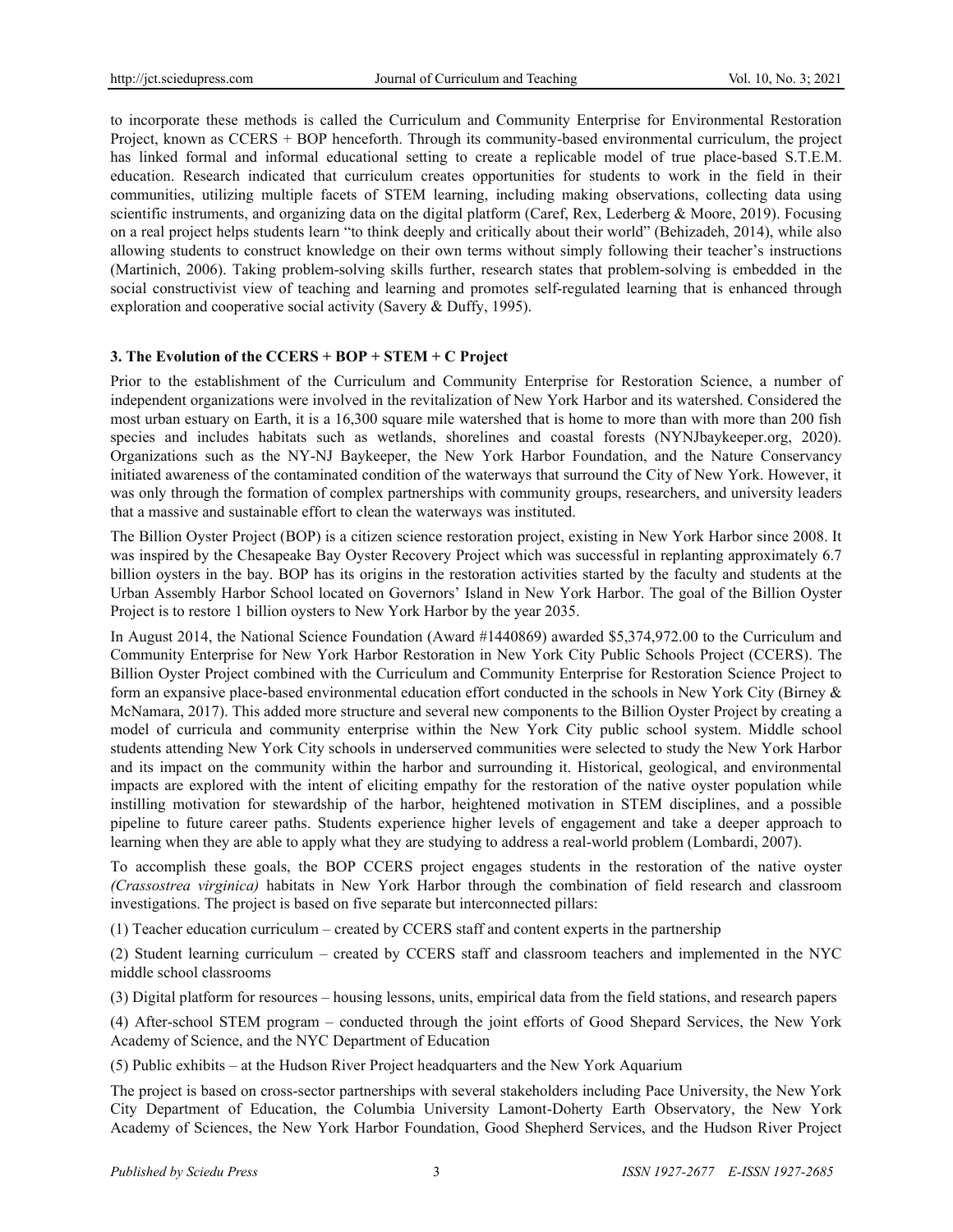to incorporate these methods is called the Curriculum and Community Enterprise for Environmental Restoration Project, known as CCERS + BOP henceforth. Through its community-based environmental curriculum, the project has linked formal and informal educational setting to create a replicable model of true place-based S.T.E.M. education. Research indicated that curriculum creates opportunities for students to work in the field in their communities, utilizing multiple facets of STEM learning, including making observations, collecting data using scientific instruments, and organizing data on the digital platform (Caref, Rex, Lederberg & Moore, 2019). Focusing on a real project helps students learn "to think deeply and critically about their world" (Behizadeh, 2014), while also allowing students to construct knowledge on their own terms without simply following their teacher's instructions (Martinich, 2006). Taking problem-solving skills further, research states that problem-solving is embedded in the social constructivist view of teaching and learning and promotes self-regulated learning that is enhanced through exploration and cooperative social activity (Savery & Duffy, 1995).

## 3. The Evolution of the CCERS + BOP + STEM + C Project

Prior to the establishment of the Curriculum and Community Enterprise for Restoration Science, a number of independent organizations were involved in the revitalization of New York Harbor and its watershed. Considered the most urban estuary on Earth, it is a 16,300 square mile watershed that is home to more than with more than 200 fish species and includes habitats such as wetlands, shorelines and coastal forests (NYNJbaykeeper.org, 2020). Organizations such as the NY-NJ Baykeeper, the New York Harbor Foundation, and the Nature Conservancy initiated awareness of the contaminated condition of the waterways that surround the City of New York. However, it was only through the formation of complex partnerships with community groups, researchers, and university leaders that a massive and sustainable effort to clean the waterways was instituted.

The Billion Oyster Project (BOP) is a citizen science restoration project, existing in New York Harbor since 2008. It was inspired by the Chesapeake Bay Oyster Recovery Project which was successful in replanting approximately 6.7 billion oysters in the bay. BOP has its origins in the restoration activities started by the faculty and students at the Urban Assembly Harbor School located on Governors' Island in New York Harbor. The goal of the Billion Oyster Project is to restore 1 billion oysters to New York Harbor by the year 2035.

In August 2014, the National Science Foundation (Award #1440869) awarded $5,374,972.00 to the Curriculum and Community Enterprise for New York Harbor Restoration in New York City Public Schools Project (CCERS). The Billion Oyster Project combined with the Curriculum and Community Enterprise for Restoration Science Project to form an expansive place-based environmental education effort conducted in the schools in New York City (Birney & McNamara, 2017). This added more structure and several new components to the Billion Oyster Project by creating a model of curricula and community enterprise within the New York City public school system. Middle school students attending New York City schools in underserved communities were selected to study the New York Harbor and its impact on the community within the harbor and surrounding it. Historical, geological, and environmental impacts are explored with the intent of eliciting empathy for the restoration of the native oyster population while instilling motivation for stewardship of the harbor, heightened motivation in STEM disciplines, and a possible pipeline to future career paths. Students experience higher levels of engagement and take a deeper approach to learning when they are able to apply what they are studying to address a real-world problem (Lombardi, 2007).

To accomplish these goals, the BOP CCERS project engages students in the restoration of the native oyster *(Crassostrea virginica)* habitats in New York Harbor through the combination of field research and classroom investigations. The project is based on five separate but interconnected pillars:

(1) Teacher education curriculum – created by CCERS staff and content experts in the partnership

(2) Student learning curriculum – created by CCERS staff and classroom teachers and implemented in the NYC middle school classrooms

(3) Digital platform for resources – housing lessons, units, empirical data from the field stations, and research papers

(4) After-school STEM program – conducted through the joint efforts of Good Shepard Services, the New York Academy of Science, and the NYC Department of Education

(5) Public exhibits – at the Hudson River Project headquarters and the New York Aquarium

The project is based on cross-sector partnerships with several stakeholders including Pace University, the New York City Department of Education, the Columbia University Lamont-Doherty Earth Observatory, the New York Academy of Sciences, the New York Harbor Foundation, Good Shepherd Services, and the Hudson River Project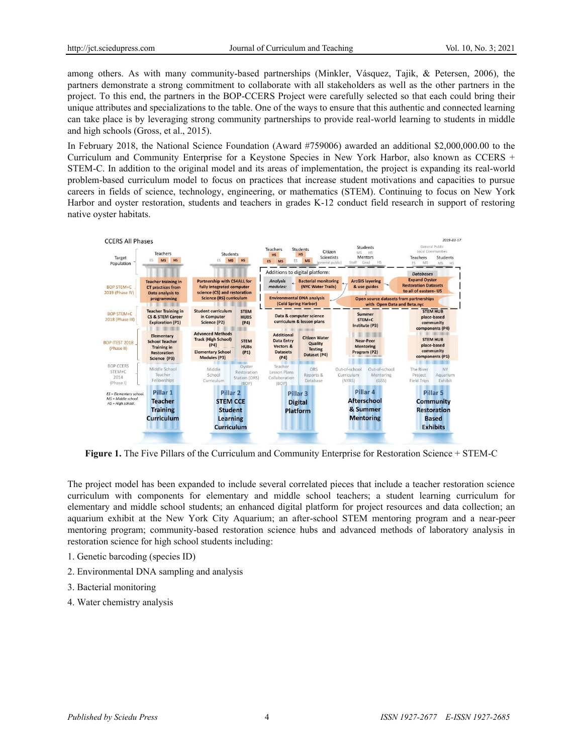among others. As with many community-based partnerships (Minkler, Vásquez, Tajik, & Petersen, 2006), the partners demonstrate a strong commitment to collaborate with all stakeholders as well as the other partners in the project. To this end, the partners in the BOP-CCERS Project were carefully selected so that each could bring their unique attributes and specializations to the table. One of the ways to ensure that this authentic and connected learning can take place is by leveraging strong community partnerships to provide real-world learning to students in middle and high schools (Gross, et al., 2015).

In February 2018, the National Science Foundation (Award #759006) awarded an additional $2,000,000.00 to the Curriculum and Community Enterprise for a Keystone Species in New York Harbor, also known as CCERS + STEM-C. In addition to the original model and its areas of implementation, the project is expanding its real-world problem-based curriculum model to focus on practices that increase student motivations and capacities to pursue careers in fields of science, technology, engineering, or mathematics (STEM). Continuing to focus on New York Harbor and oyster restoration, students and teachers in grades K-12 conduct field research in support of restoring native oyster habitats.

**Figure 1.** The Five Pillars of the Curriculum and Community Enterprise for Restoration Science + STEM-C

The project model has been expanded to include several correlated pieces that include a teacher restoration science curriculum with components for elementary and middle school teachers; a student learning curriculum for elementary and middle school students; an enhanced digital platform for project resources and data collection; an aquarium exhibit at the New York City Aquarium; an after-school STEM mentoring program and a near-peer mentoring program; community-based restoration science hubs and advanced methods of laboratory analysis in restoration science for high school students including:

1. Genetic barcoding (species ID)
2. Environmental DNA sampling and analysis
3. Bacterial monitoring
4. Water chemistry analysis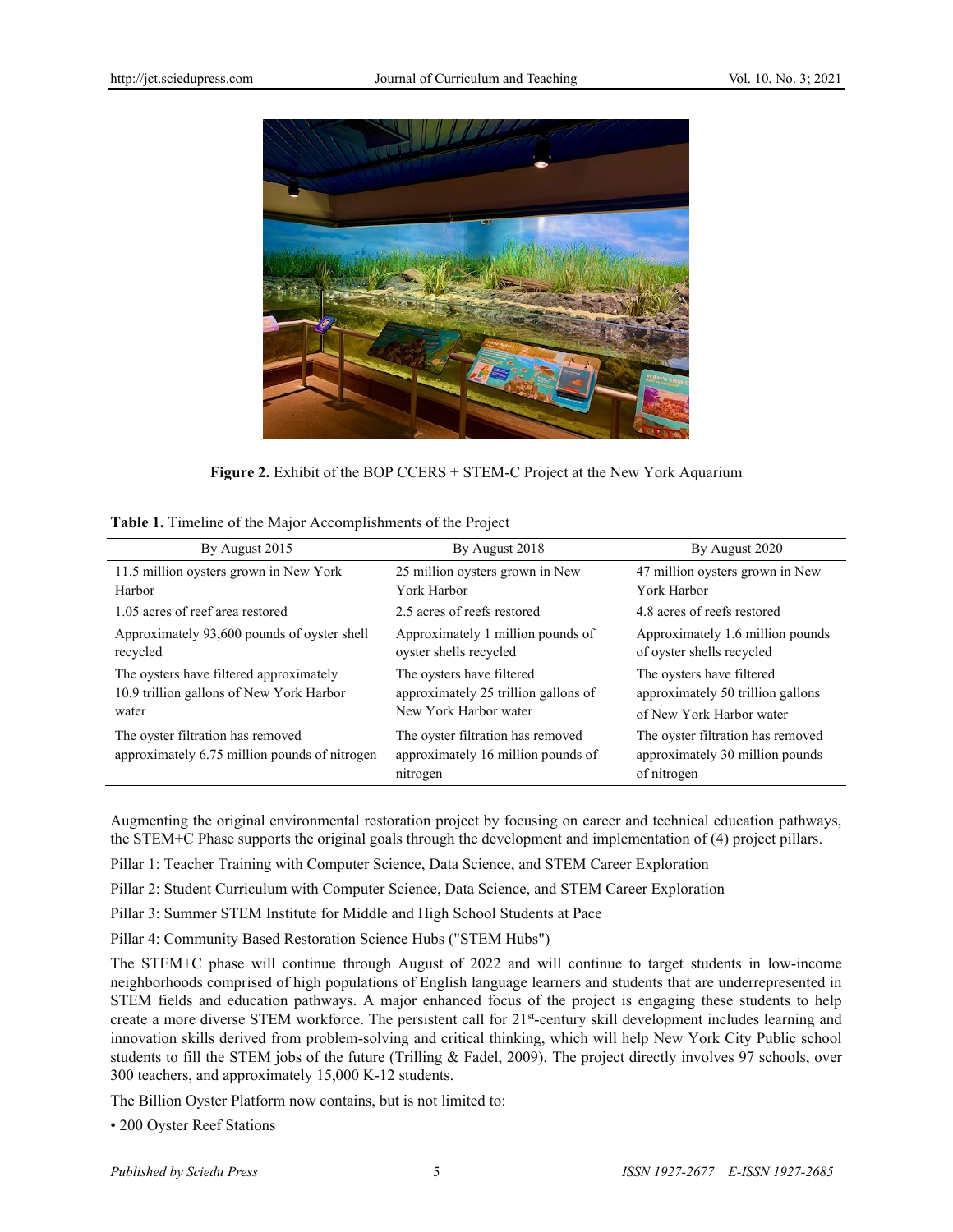**Figure 2.** Exhibit of the BOP CCERS + STEM-C Project at the New York Aquarium

**Table 1.** Timeline of the Major Accomplishments of the Project

| By August 2015 | By August 2018 | By August 2020 |
|---|---|---|
| 11.5 million oysters grown in New York Harbor | 25 million oysters grown in New York Harbor | 47 million oysters grown in New York Harbor |
| 1.05 acres of reef area restored | 2.5 acres of reefs restored | 4.8 acres of reefs restored |
| Approximately 93,600 pounds of oyster shell recycled | Approximately 1 million pounds of oyster shells recycled | Approximately 1.6 million pounds of oyster shells recycled |
| The oysters have filtered approximately 10.9 trillion gallons of New York Harbor water | The oysters have filtered approximately 25 trillion gallons of New York Harbor water | The oysters have filtered approximately 50 trillion gallons of New York Harbor water |
| The oyster filtration has removed approximately 6.75 million pounds of nitrogen | The oyster filtration has removed approximately 16 million pounds of nitrogen | The oyster filtration has removed approximately 30 million pounds of nitrogen |

Augmenting the original environmental restoration project by focusing on career and technical education pathways, the STEM+C Phase supports the original goals through the development and implementation of (4) project pillars.

Pillar 1: Teacher Training with Computer Science, Data Science, and STEM Career Exploration

Pillar 2: Student Curriculum with Computer Science, Data Science, and STEM Career Exploration

Pillar 3: Summer STEM Institute for Middle and High School Students at Pace

Pillar 4: Community Based Restoration Science Hubs ("STEM Hubs")

The STEM+C phase will continue through August of 2022 and will continue to target students in low-income neighborhoods comprised of high populations of English language learners and students that are underrepresented in STEM fields and education pathways. A major enhanced focus of the project is engaging these students to help create a more diverse STEM workforce. The persistent call for 21st-century skill development includes learning and innovation skills derived from problem-solving and critical thinking, which will help New York City Public school students to fill the STEM jobs of the future (Trilling & Fadel, 2009). The project directly involves 97 schools, over 300 teachers, and approximately 15,000 K-12 students.

The Billion Oyster Platform now contains, but is not limited to:

- 200 Oyster Reef Stations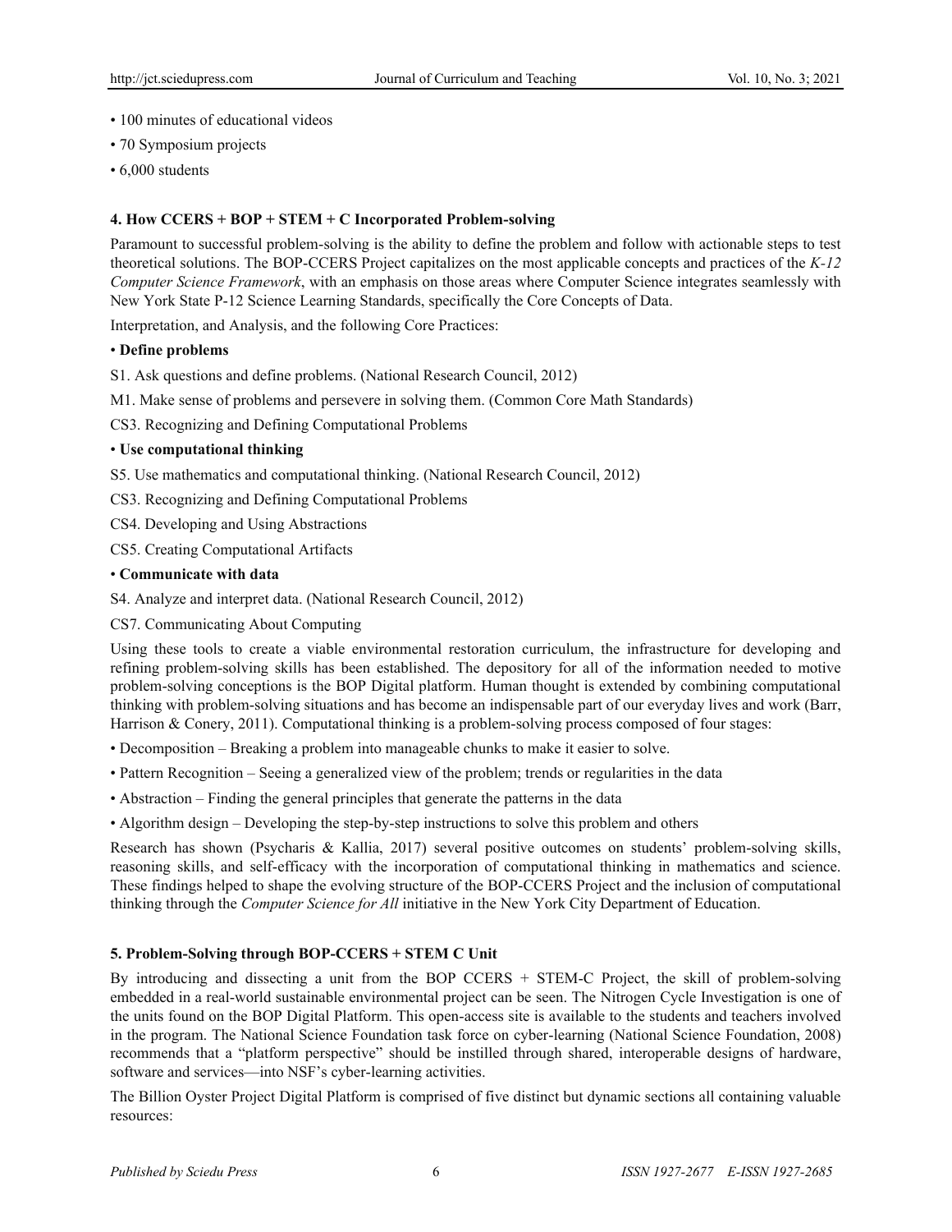- 100 minutes of educational videos
- 70 Symposium projects
- 6,000 students

## 4. How CCERS + BOP + STEM + C Incorporated Problem-solving

Paramount to successful problem-solving is the ability to define the problem and follow with actionable steps to test theoretical solutions. The BOP-CCERS Project capitalizes on the most applicable concepts and practices of the *K-12 Computer Science Framework*, with an emphasis on those areas where Computer Science integrates seamlessly with New York State P-12 Science Learning Standards, specifically the Core Concepts of Data.

Interpretation, and Analysis, and the following Core Practices:

- **Define problems**

S1. Ask questions and define problems. (National Research Council, 2012)

M1. Make sense of problems and persevere in solving them. (Common Core Math Standards)

CS3. Recognizing and Defining Computational Problems

- **Use computational thinking**

S5. Use mathematics and computational thinking. (National Research Council, 2012)

CS3. Recognizing and Defining Computational Problems

CS4. Developing and Using Abstractions

CS5. Creating Computational Artifacts

- **Communicate with data**

S4. Analyze and interpret data. (National Research Council, 2012)

CS7. Communicating About Computing

Using these tools to create a viable environmental restoration curriculum, the infrastructure for developing and refining problem-solving skills has been established. The depository for all of the information needed to motive problem-solving conceptions is the BOP Digital platform. Human thought is extended by combining computational thinking with problem-solving situations and has become an indispensable part of our everyday lives and work (Barr, Harrison & Conery, 2011). Computational thinking is a problem-solving process composed of four stages:

- Decomposition – Breaking a problem into manageable chunks to make it easier to solve.
- Pattern Recognition – Seeing a generalized view of the problem; trends or regularities in the data
- Abstraction – Finding the general principles that generate the patterns in the data
- Algorithm design – Developing the step-by-step instructions to solve this problem and others

Research has shown (Psycharis & Kallia, 2017) several positive outcomes on students' problem-solving skills, reasoning skills, and self-efficacy with the incorporation of computational thinking in mathematics and science. These findings helped to shape the evolving structure of the BOP-CCERS Project and the inclusion of computational thinking through the *Computer Science for All* initiative in the New York City Department of Education.

## 5. Problem-Solving through BOP-CCERS + STEM C Unit

By introducing and dissecting a unit from the BOP CCERS + STEM-C Project, the skill of problem-solving embedded in a real-world sustainable environmental project can be seen. The Nitrogen Cycle Investigation is one of the units found on the BOP Digital Platform. This open-access site is available to the students and teachers involved in the program. The National Science Foundation task force on cyber-learning (National Science Foundation, 2008) recommends that a "platform perspective" should be instilled through shared, interoperable designs of hardware, software and services—into NSF's cyber-learning activities.

The Billion Oyster Project Digital Platform is comprised of five distinct but dynamic sections all containing valuable resources: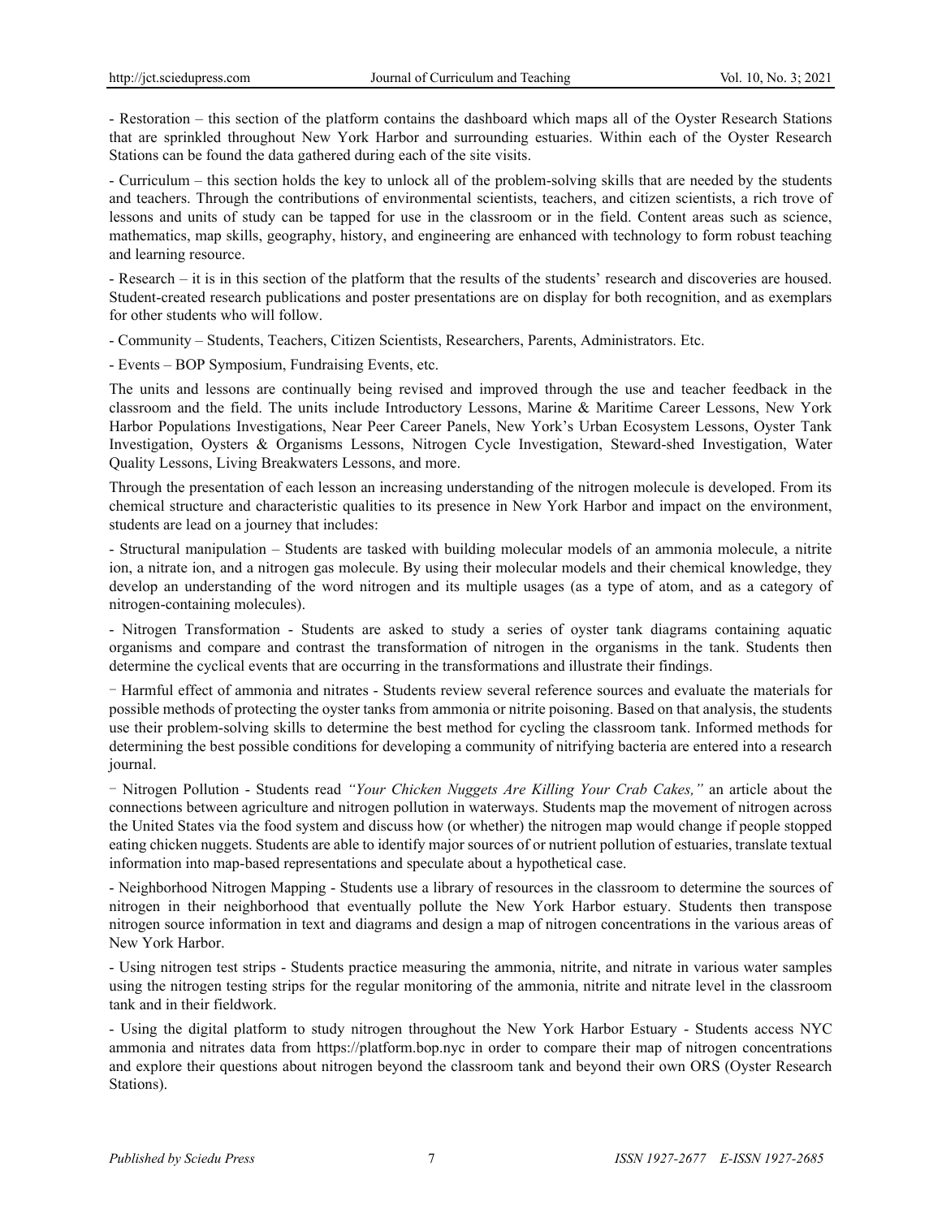- Restoration – this section of the platform contains the dashboard which maps all of the Oyster Research Stations that are sprinkled throughout New York Harbor and surrounding estuaries. Within each of the Oyster Research Stations can be found the data gathered during each of the site visits.

- Curriculum – this section holds the key to unlock all of the problem-solving skills that are needed by the students and teachers. Through the contributions of environmental scientists, teachers, and citizen scientists, a rich trove of lessons and units of study can be tapped for use in the classroom or in the field. Content areas such as science, mathematics, map skills, geography, history, and engineering are enhanced with technology to form robust teaching and learning resource.

- Research – it is in this section of the platform that the results of the students' research and discoveries are housed. Student-created research publications and poster presentations are on display for both recognition, and as exemplars for other students who will follow.

- Community – Students, Teachers, Citizen Scientists, Researchers, Parents, Administrators. Etc.

- Events – BOP Symposium, Fundraising Events, etc.

The units and lessons are continually being revised and improved through the use and teacher feedback in the classroom and the field. The units include Introductory Lessons, Marine & Maritime Career Lessons, New York Harbor Populations Investigations, Near Peer Career Panels, New York's Urban Ecosystem Lessons, Oyster Tank Investigation, Oysters & Organisms Lessons, Nitrogen Cycle Investigation, Steward-shed Investigation, Water Quality Lessons, Living Breakwaters Lessons, and more.

Through the presentation of each lesson an increasing understanding of the nitrogen molecule is developed. From its chemical structure and characteristic qualities to its presence in New York Harbor and impact on the environment, students are lead on a journey that includes:

- Structural manipulation – Students are tasked with building molecular models of an ammonia molecule, a nitrite ion, a nitrate ion, and a nitrogen gas molecule. By using their molecular models and their chemical knowledge, they develop an understanding of the word nitrogen and its multiple usages (as a type of atom, and as a category of nitrogen-containing molecules).

- Nitrogen Transformation - Students are asked to study a series of oyster tank diagrams containing aquatic organisms and compare and contrast the transformation of nitrogen in the organisms in the tank. Students then determine the cyclical events that are occurring in the transformations and illustrate their findings.

- Harmful effect of ammonia and nitrates - Students review several reference sources and evaluate the materials for possible methods of protecting the oyster tanks from ammonia or nitrite poisoning. Based on that analysis, the students use their problem-solving skills to determine the best method for cycling the classroom tank. Informed methods for determining the best possible conditions for developing a community of nitrifying bacteria are entered into a research journal.

- Nitrogen Pollution - Students read *"Your Chicken Nuggets Are Killing Your Crab Cakes,"* an article about the connections between agriculture and nitrogen pollution in waterways. Students map the movement of nitrogen across the United States via the food system and discuss how (or whether) the nitrogen map would change if people stopped eating chicken nuggets. Students are able to identify major sources of or nutrient pollution of estuaries, translate textual information into map-based representations and speculate about a hypothetical case.

- Neighborhood Nitrogen Mapping - Students use a library of resources in the classroom to determine the sources of nitrogen in their neighborhood that eventually pollute the New York Harbor estuary. Students then transpose nitrogen source information in text and diagrams and design a map of nitrogen concentrations in the various areas of New York Harbor.

- Using nitrogen test strips - Students practice measuring the ammonia, nitrite, and nitrate in various water samples using the nitrogen testing strips for the regular monitoring of the ammonia, nitrite and nitrate level in the classroom tank and in their fieldwork.

- Using the digital platform to study nitrogen throughout the New York Harbor Estuary - Students access NYC ammonia and nitrates data from https://platform.bop.nyc in order to compare their map of nitrogen concentrations and explore their questions about nitrogen beyond the classroom tank and beyond their own ORS (Oyster Research Stations).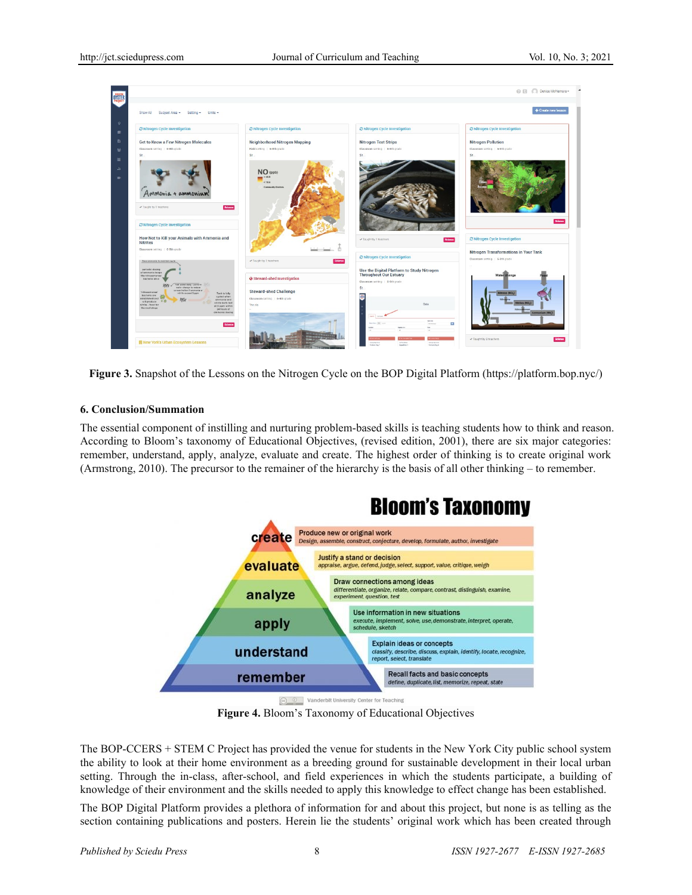Figure 3. Snapshot of the Lessons on the Nitrogen Cycle on the BOP Digital Platform (https://platform.bop.nyc/)

## 6. Conclusion/Summation

The essential component of instilling and nurturing problem-based skills is teaching students how to think and reason. According to Bloom's taxonomy of Educational Objectives, (revised edition, 2001), there are six major categories: remember, understand, apply, analyze, evaluate and create. The highest order of thinking is to create original work (Armstrong, 2010). The precursor to the remainer of the hierarchy is the basis of all other thinking – to remember.

**Figure 4.** Bloom's Taxonomy of Educational Objectives

The BOP-CCERS + STEM C Project has provided the venue for students in the New York City public school system the ability to look at their home environment as a breeding ground for sustainable development in their local urban setting. Through the in-class, after-school, and field experiences in which the students participate, a building of knowledge of their environment and the skills needed to apply this knowledge to effect change has been established.

The BOP Digital Platform provides a plethora of information for and about this project, but none is as telling as the section containing publications and posters. Herein lie the students' original work which has been created through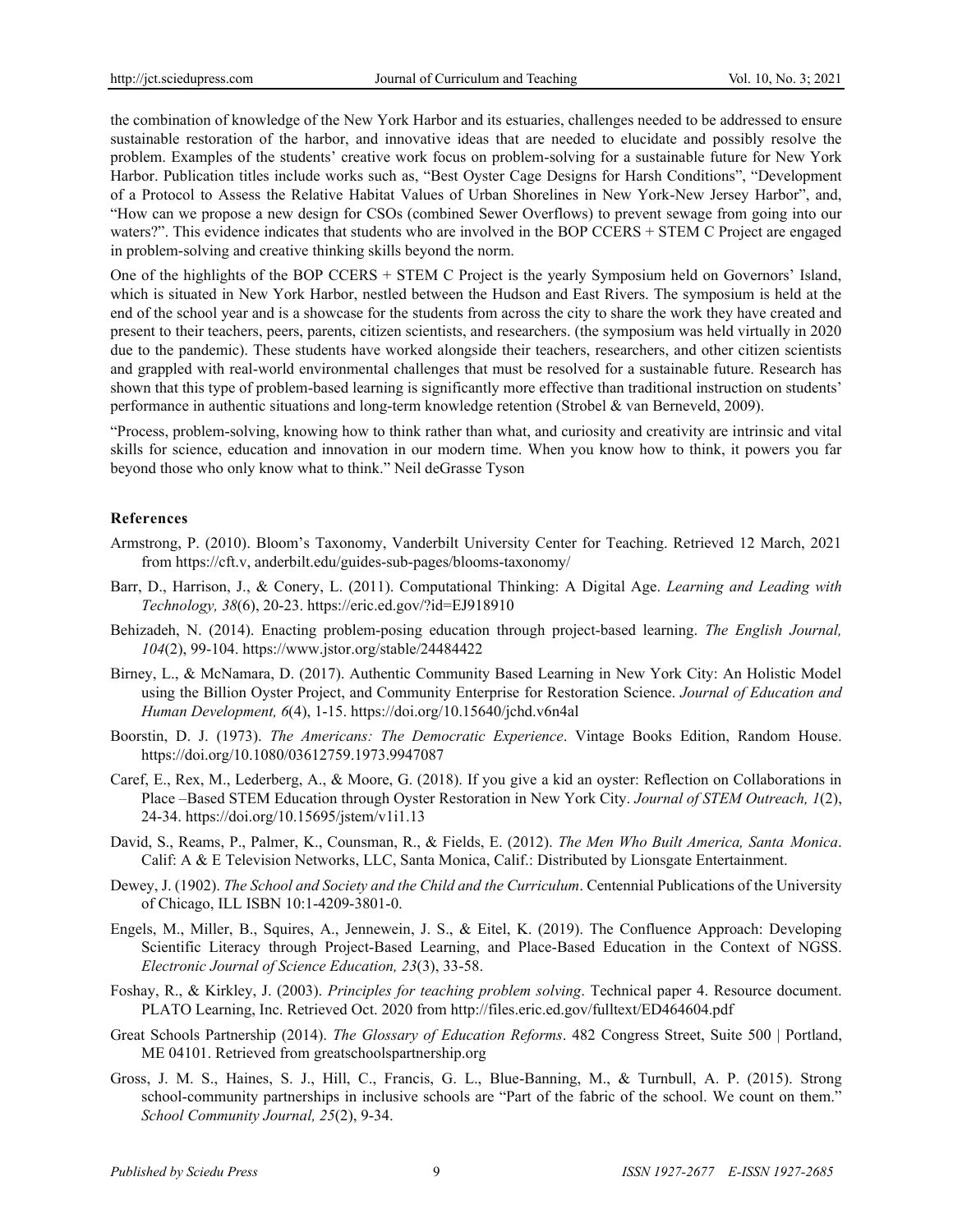the combination of knowledge of the New York Harbor and its estuaries, challenges needed to be addressed to ensure sustainable restoration of the harbor, and innovative ideas that are needed to elucidate and possibly resolve the problem. Examples of the students' creative work focus on problem-solving for a sustainable future for New York Harbor. Publication titles include works such as, "Best Oyster Cage Designs for Harsh Conditions", "Development of a Protocol to Assess the Relative Habitat Values of Urban Shorelines in New York-New Jersey Harbor", and, "How can we propose a new design for CSOs (combined Sewer Overflows) to prevent sewage from going into our waters?". This evidence indicates that students who are involved in the BOP CCERS + STEM C Project are engaged in problem-solving and creative thinking skills beyond the norm.

One of the highlights of the BOP CCERS + STEM C Project is the yearly Symposium held on Governors' Island, which is situated in New York Harbor, nestled between the Hudson and East Rivers. The symposium is held at the end of the school year and is a showcase for the students from across the city to share the work they have created and present to their teachers, peers, parents, citizen scientists, and researchers. (the symposium was held virtually in 2020 due to the pandemic). These students have worked alongside their teachers, researchers, and other citizen scientists and grappled with real-world environmental challenges that must be resolved for a sustainable future. Research has shown that this type of problem-based learning is significantly more effective than traditional instruction on students' performance in authentic situations and long-term knowledge retention (Strobel & van Berneveld, 2009).

"Process, problem-solving, knowing how to think rather than what, and curiosity and creativity are intrinsic and vital skills for science, education and innovation in our modern time. When you know how to think, it powers you far beyond those who only know what to think." Neil deGrasse Tyson

## References

Armstrong, P. (2010). Bloom's Taxonomy, Vanderbilt University Center for Teaching. Retrieved 12 March, 2021 from https://cft.v, anderbilt.edu/guides-sub-pages/blooms-taxonomy/

Barr, D., Harrison, J., & Conery, L. (2011). Computational Thinking: A Digital Age. *Learning and Leading with Technology, 38*(6), 20-23. https://eric.ed.gov/?id=EJ918910

Behizadeh, N. (2014). Enacting problem-posing education through project-based learning. *The English Journal, 104*(2), 99-104. https://www.jstor.org/stable/24484422

Birney, L., & McNamara, D. (2017). Authentic Community Based Learning in New York City: An Holistic Model using the Billion Oyster Project, and Community Enterprise for Restoration Science. *Journal of Education and Human Development, 6*(4), 1-15. https://doi.org/10.15640/jchd.v6n4al

Boorstin, D. J. (1973). *The Americans: The Democratic Experience*. Vintage Books Edition, Random House. https://doi.org/10.1080/03612759.1973.9947087

Caref, E., Rex, M., Lederberg, A., & Moore, G. (2018). If you give a kid an oyster: Reflection on Collaborations in Place –Based STEM Education through Oyster Restoration in New York City. *Journal of STEM Outreach, 1*(2), 24-34. https://doi.org/10.15695/jstem/v1i1.13

David, S., Reams, P., Palmer, K., Counsman, R., & Fields, E. (2012). *The Men Who Built America, Santa Monica*. Calif: A & E Television Networks, LLC, Santa Monica, Calif.: Distributed by Lionsgate Entertainment.

Dewey, J. (1902). *The School and Society and the Child and the Curriculum*. Centennial Publications of the University of Chicago, ILL ISBN 10:1-4209-3801-0.

Engels, M., Miller, B., Squires, A., Jennewein, J. S., & Eitel, K. (2019). The Confluence Approach: Developing Scientific Literacy through Project-Based Learning, and Place-Based Education in the Context of NGSS. *Electronic Journal of Science Education, 23*(3), 33-58.

Foshay, R., & Kirkley, J. (2003). *Principles for teaching problem solving*. Technical paper 4. Resource document. PLATO Learning, Inc. Retrieved Oct. 2020 from http://files.eric.ed.gov/fulltext/ED464604.pdf

Great Schools Partnership (2014). *The Glossary of Education Reforms*. 482 Congress Street, Suite 500 | Portland, ME 04101. Retrieved from greatschoolspartnership.org

Gross, J. M. S., Haines, S. J., Hill, C., Francis, G. L., Blue-Banning, M., & Turnbull, A. P. (2015). Strong school-community partnerships in inclusive schools are "Part of the fabric of the school. We count on them." *School Community Journal, 25*(2), 9-34.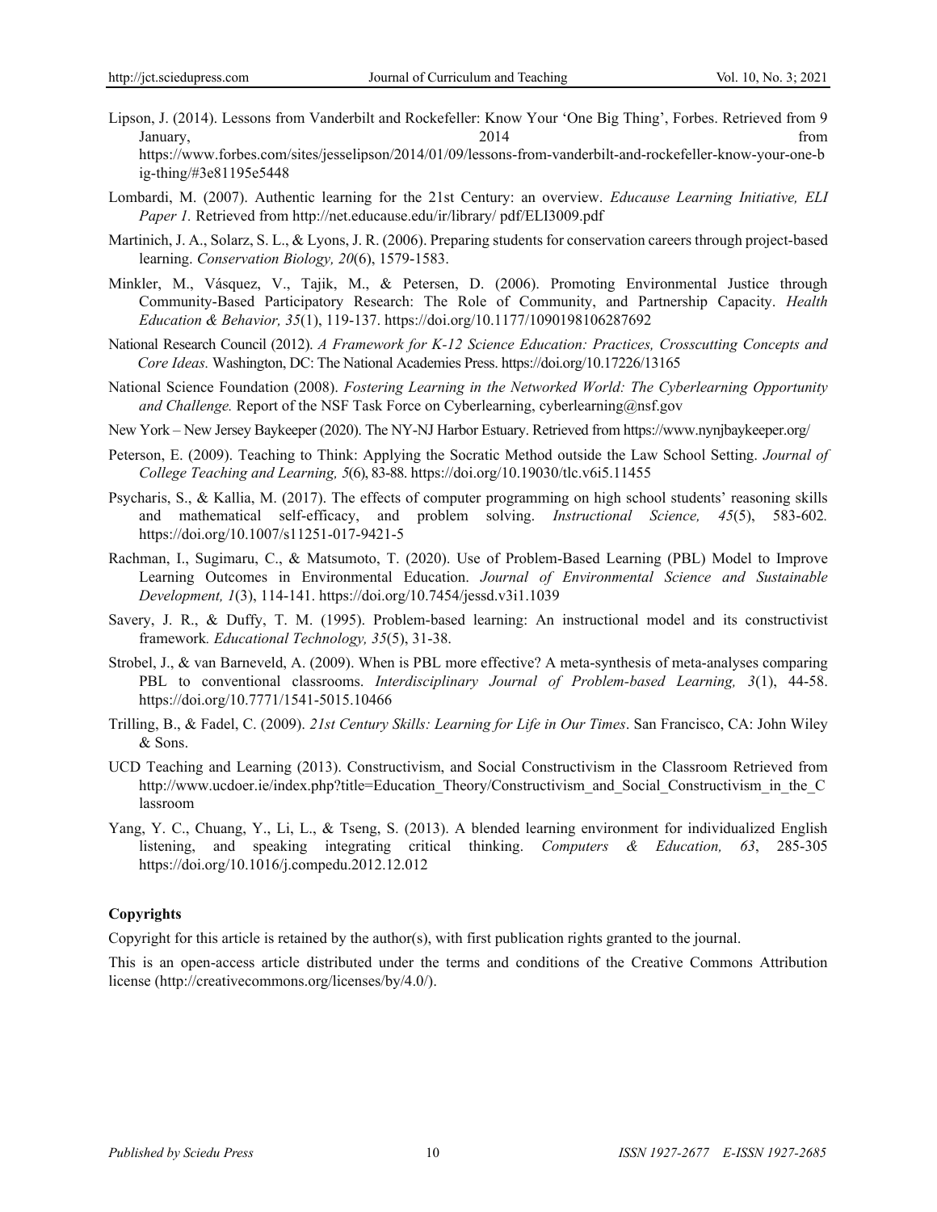Lipson, J. (2014). Lessons from Vanderbilt and Rockefeller: Know Your 'One Big Thing', Forbes. Retrieved from 9 January, 2014 from https://www.forbes.com/sites/jesselipson/2014/01/09/lessons-from-vanderbilt-and-rockefeller-know-your-one-big-thing/#3e81195e5448

Lombardi, M. (2007). Authentic learning for the 21st Century: an overview. *Educause Learning Initiative, ELI Paper 1.* Retrieved from http://net.educause.edu/ir/library/ pdf/ELI3009.pdf

Martinich, J. A., Solarz, S. L., & Lyons, J. R. (2006). Preparing students for conservation careers through project-based learning. *Conservation Biology, 20*(6), 1579-1583.

Minkler, M., Vásquez, V., Tajik, M., & Petersen, D. (2006). Promoting Environmental Justice through Community-Based Participatory Research: The Role of Community, and Partnership Capacity. *Health Education & Behavior, 35*(1), 119-137. https://doi.org/10.1177/1090198106287692

National Research Council (2012). *A Framework for K-12 Science Education: Practices, Crosscutting Concepts and Core Ideas.* Washington, DC: The National Academies Press. https://doi.org/10.17226/13165

National Science Foundation (2008). *Fostering Learning in the Networked World: The Cyberlearning Opportunity and Challenge.* Report of the NSF Task Force on Cyberlearning, cyberlearning@nsf.gov

New York – New Jersey Baykeeper (2020). The NY-NJ Harbor Estuary. Retrieved from https://www.nynjbaykeeper.org/

Peterson, E. (2009). Teaching to Think: Applying the Socratic Method outside the Law School Setting. *Journal of College Teaching and Learning, 5*(6), 83-88. https://doi.org/10.19030/tlc.v6i5.11455

Psycharis, S., & Kallia, M. (2017). The effects of computer programming on high school students' reasoning skills and mathematical self-efficacy, and problem solving. *Instructional Science, 45*(5), 583-602. https://doi.org/10.1007/s11251-017-9421-5

Rachman, I., Sugimaru, C., & Matsumoto, T. (2020). Use of Problem-Based Learning (PBL) Model to Improve Learning Outcomes in Environmental Education. *Journal of Environmental Science and Sustainable Development, 1*(3), 114-141. https://doi.org/10.7454/jessd.v3i1.1039

Savery, J. R., & Duffy, T. M. (1995). Problem-based learning: An instructional model and its constructivist framework*. Educational Technology, 35*(5), 31-38.

Strobel, J., & van Barneveld, A. (2009). When is PBL more effective? A meta-synthesis of meta-analyses comparing PBL to conventional classrooms. *Interdisciplinary Journal of Problem-based Learning, 3*(1), 44-58. https://doi.org/10.7771/1541-5015.10466

Trilling, B., & Fadel, C. (2009). *21st Century Skills: Learning for Life in Our Times*. San Francisco, CA: John Wiley & Sons.

UCD Teaching and Learning (2013). Constructivism, and Social Constructivism in the Classroom Retrieved from http://www.ucdoer.ie/index.php?title=Education_Theory/Constructivism_and_Social_Constructivism_in_the_Classroom

Yang, Y. C., Chuang, Y., Li, L., & Tseng, S. (2013). A blended learning environment for individualized English listening, and speaking integrating critical thinking. *Computers & Education, 63*, 285-305 https://doi.org/10.1016/j.compedu.2012.12.012

**Copyrights**

Copyright for this article is retained by the author(s), with first publication rights granted to the journal.

This is an open-access article distributed under the terms and conditions of the Creative Commons Attribution license (http://creativecommons.org/licenses/by/4.0/).